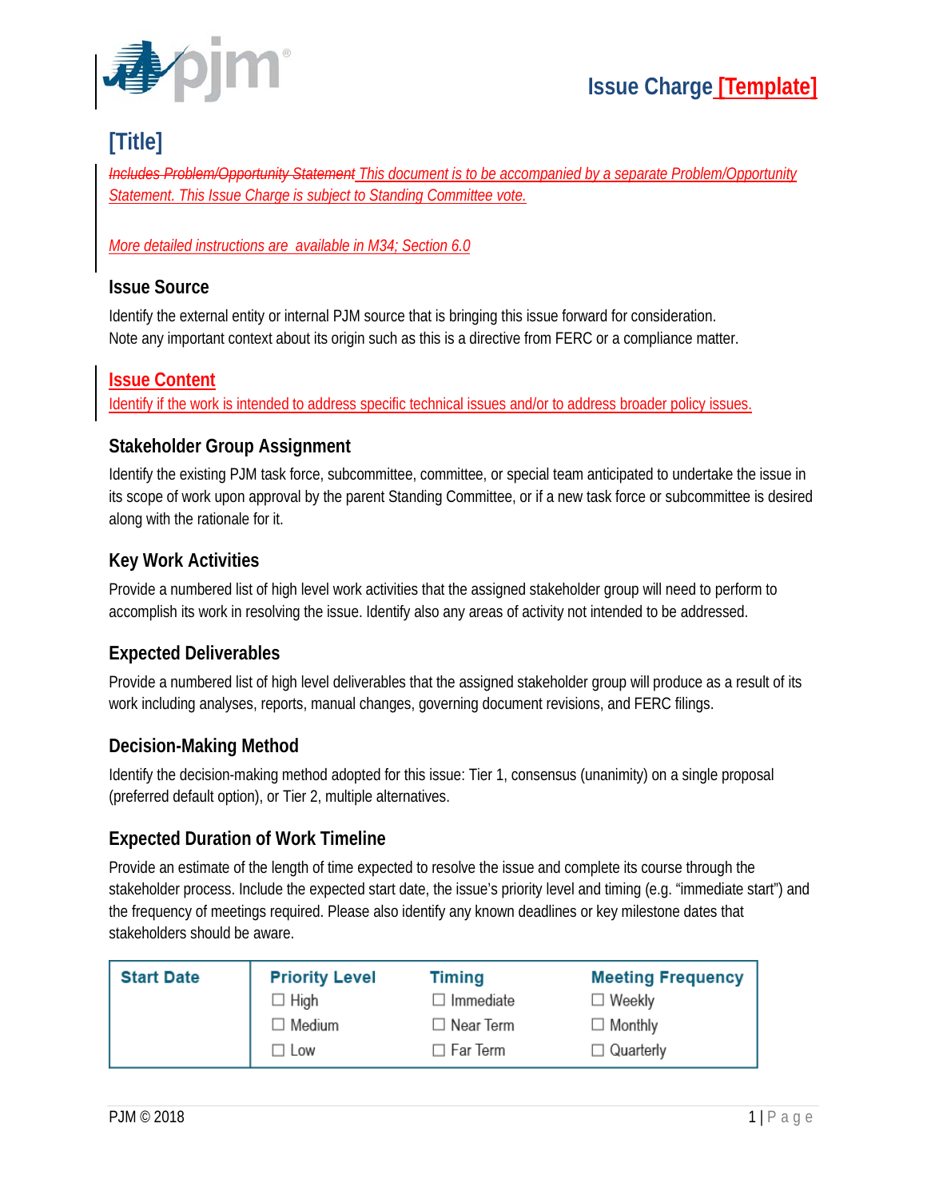# Issue Charge [Template]

## [Title]

~~Includes Problem/Opportunity Statement~~ *This document is to be accompanied by a separate Problem/Opportunity Statement. This Issue Charge is subject to Standing Committee vote.*

*More detailed instructions are available in M34; Section 6.0*

### Issue Source

Identify the external entity or internal PJM source that is bringing this issue forward for consideration. Note any important context about its origin such as this is a directive from FERC or a compliance matter.

### Issue Content

Identify if the work is intended to address specific technical issues and/or to address broader policy issues.

### Stakeholder Group Assignment

Identify the existing PJM task force, subcommittee, committee, or special team anticipated to undertake the issue in its scope of work upon approval by the parent Standing Committee, or if a new task force or subcommittee is desired along with the rationale for it.

### Key Work Activities

Provide a numbered list of high level work activities that the assigned stakeholder group will need to perform to accomplish its work in resolving the issue. Identify also any areas of activity not intended to be addressed.

### Expected Deliverables

Provide a numbered list of high level deliverables that the assigned stakeholder group will produce as a result of its work including analyses, reports, manual changes, governing document revisions, and FERC filings.

### Decision-Making Method

Identify the decision-making method adopted for this issue: Tier 1, consensus (unanimity) on a single proposal (preferred default option), or Tier 2, multiple alternatives.

### Expected Duration of Work Timeline

Provide an estimate of the length of time expected to resolve the issue and complete its course through the stakeholder process. Include the expected start date, the issue's priority level and timing (e.g. "immediate start") and the frequency of meetings required. Please also identify any known deadlines or key milestone dates that stakeholders should be aware.

| Start Date | Priority Level | Timing | Meeting Frequency |
|---|---|---|---|
| | ☐ High | ☐ Immediate | ☐ Weekly |
| | ☐ Medium | ☐ Near Term | ☐ Monthly |
| | ☐ Low | ☐ Far Term | ☐ Quarterly |

PJM © 2018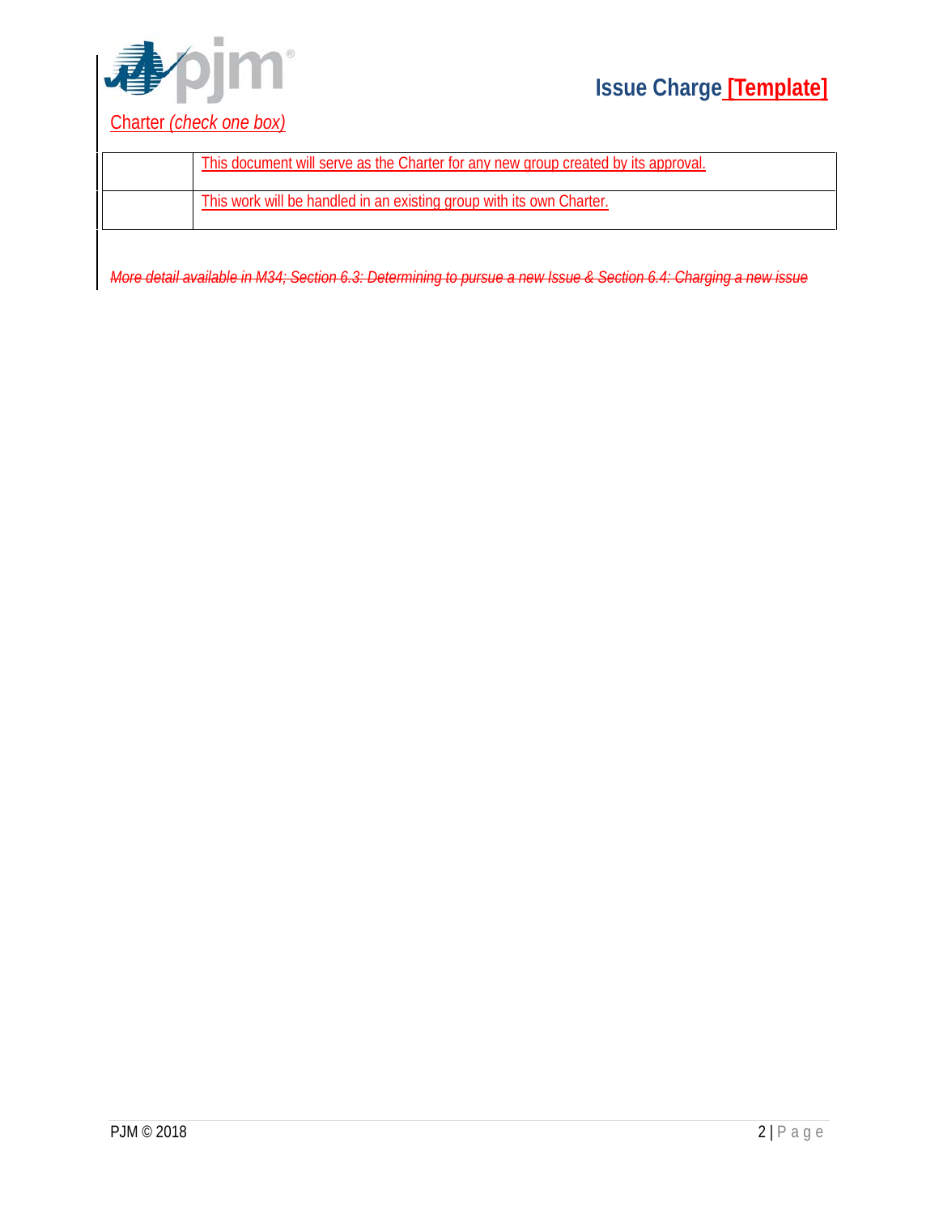Charter *(check one box)*

| | |
|---|---|
| | This document will serve as the Charter for any new group created by its approval. |
| | This work will be handled in an existing group with its own Charter. |

~~*More detail available in M34; Section 6.3: Determining to pursue a new Issue & Section 6.4: Charging a new issue*~~